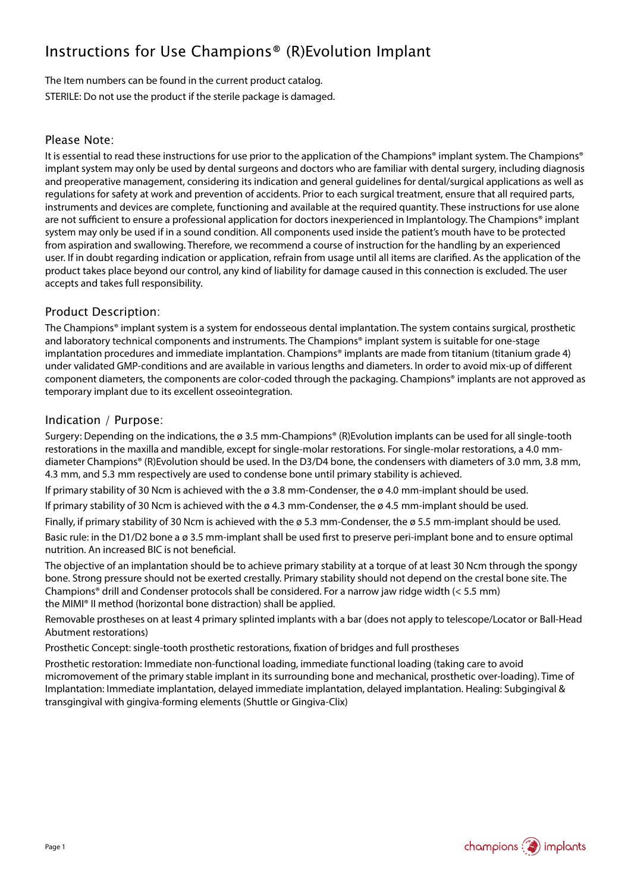# Instructions for Use Champions® (R)Evolution Implant

The Item numbers can be found in the current product catalog.

STERILE: Do not use the product if the sterile package is damaged.

## Please Note:

It is essential to read these instructions for use prior to the application of the Champions® implant system. The Champions® implant system may only be used by dental surgeons and doctors who are familiar with dental surgery, including diagnosis and preoperative management, considering its indication and general guidelines for dental/surgical applications as well as regulations for safety at work and prevention of accidents. Prior to each surgical treatment, ensure that all required parts, instruments and devices are complete, functioning and available at the required quantity. These instructions for use alone are not sufficient to ensure a professional application for doctors inexperienced in Implantology. The Champions® implant system may only be used if in a sound condition. All components used inside the patient's mouth have to be protected from aspiration and swallowing. Therefore, we recommend a course of instruction for the handling by an experienced user. If in doubt regarding indication or application, refrain from usage until all items are clarified. As the application of the product takes place beyond our control, any kind of liability for damage caused in this connection is excluded. The user accepts and takes full responsibility.

## Product Description:

The Champions® implant system is a system for endosseous dental implantation. The system contains surgical, prosthetic and laboratory technical components and instruments. The Champions® implant system is suitable for one-stage implantation procedures and immediate implantation. Champions® implants are made from titanium (titanium grade 4) under validated GMP-conditions and are available in various lengths and diameters. In order to avoid mix-up of different component diameters, the components are color-coded through the packaging. Champions® implants are not approved as temporary implant due to its excellent osseointegration.

## Indication / Purpose:

Surgery: Depending on the indications, the ø 3.5 mm-Champions® (R)Evolution implants can be used for all single-tooth restorations in the maxilla and mandible, except for single-molar restorations. For single-molar restorations, a 4.0 mm-diameter Champions® (R)Evolution should be used. In the D3/D4 bone, the condensers with diameters of 3.0 mm, 3.8 mm, 4.3 mm, and 5.3 mm respectively are used to condense bone until primary stability is achieved.

If primary stability of 30 Ncm is achieved with the ø 3.8 mm-Condenser, the ø 4.0 mm-implant should be used.

If primary stability of 30 Ncm is achieved with the ø 4.3 mm-Condenser, the ø 4.5 mm-implant should be used.

Finally, if primary stability of 30 Ncm is achieved with the ø 5.3 mm-Condenser, the ø 5.5 mm-implant should be used.

Basic rule: in the D1/D2 bone a ø 3.5 mm-implant shall be used first to preserve peri-implant bone and to ensure optimal nutrition. An increased BIC is not beneficial.

The objective of an implantation should be to achieve primary stability at a torque of at least 30 Ncm through the spongy bone. Strong pressure should not be exerted crestally. Primary stability should not depend on the crestal bone site. The Champions® drill and Condenser protocols shall be considered. For a narrow jaw ridge width (< 5.5 mm) the MIMI® II method (horizontal bone distraction) shall be applied.

Removable prostheses on at least 4 primary splinted implants with a bar (does not apply to telescope/Locator or Ball-Head Abutment restorations)

Prosthetic Concept: single-tooth prosthetic restorations, fixation of bridges and full prostheses

Prosthetic restoration: Immediate non-functional loading, immediate functional loading (taking care to avoid micromovement of the primary stable implant in its surrounding bone and mechanical, prosthetic over-loading). Time of Implantation: Immediate implantation, delayed immediate implantation, delayed implantation. Healing: Subgingival & transgingival with gingiva-forming elements (Shuttle or Gingiva-Clix)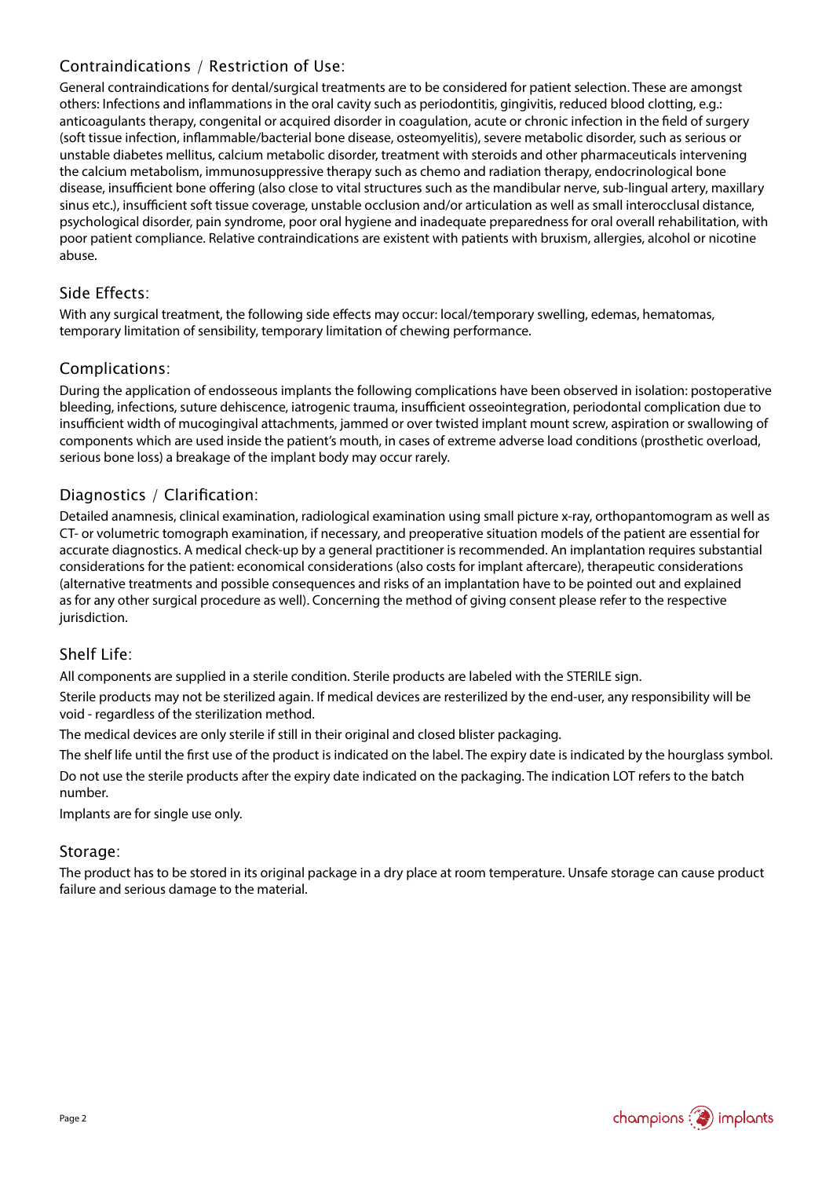## Contraindications / Restriction of Use:

General contraindications for dental/surgical treatments are to be considered for patient selection. These are amongst others: Infections and inflammations in the oral cavity such as periodontitis, gingivitis, reduced blood clotting, e.g.: anticoagulants therapy, congenital or acquired disorder in coagulation, acute or chronic infection in the field of surgery (soft tissue infection, inflammable/bacterial bone disease, osteomyelitis), severe metabolic disorder, such as serious or unstable diabetes mellitus, calcium metabolic disorder, treatment with steroids and other pharmaceuticals intervening the calcium metabolism, immunosuppressive therapy such as chemo and radiation therapy, endocrinological bone disease, insufficient bone offering (also close to vital structures such as the mandibular nerve, sub-lingual artery, maxillary sinus etc.), insufficient soft tissue coverage, unstable occlusion and/or articulation as well as small interocclusal distance, psychological disorder, pain syndrome, poor oral hygiene and inadequate preparedness for oral overall rehabilitation, with poor patient compliance. Relative contraindications are existent with patients with bruxism, allergies, alcohol or nicotine abuse.

## Side Effects:

With any surgical treatment, the following side effects may occur: local/temporary swelling, edemas, hematomas, temporary limitation of sensibility, temporary limitation of chewing performance.

## Complications:

During the application of endosseous implants the following complications have been observed in isolation: postoperative bleeding, infections, suture dehiscence, iatrogenic trauma, insufficient osseointegration, periodontal complication due to insufficient width of mucogingival attachments, jammed or over twisted implant mount screw, aspiration or swallowing of components which are used inside the patient's mouth, in cases of extreme adverse load conditions (prosthetic overload, serious bone loss) a breakage of the implant body may occur rarely.

## Diagnostics / Clarification:

Detailed anamnesis, clinical examination, radiological examination using small picture x-ray, orthopantomogram as well as CT- or volumetric tomograph examination, if necessary, and preoperative situation models of the patient are essential for accurate diagnostics. A medical check-up by a general practitioner is recommended. An implantation requires substantial considerations for the patient: economical considerations (also costs for implant aftercare), therapeutic considerations (alternative treatments and possible consequences and risks of an implantation have to be pointed out and explained as for any other surgical procedure as well). Concerning the method of giving consent please refer to the respective jurisdiction.

## Shelf Life:

All components are supplied in a sterile condition. Sterile products are labeled with the STERILE sign.

Sterile products may not be sterilized again. If medical devices are resterilized by the end-user, any responsibility will be void - regardless of the sterilization method.

The medical devices are only sterile if still in their original and closed blister packaging.

The shelf life until the first use of the product is indicated on the label. The expiry date is indicated by the hourglass symbol.

Do not use the sterile products after the expiry date indicated on the packaging. The indication LOT refers to the batch number.

Implants are for single use only.

## Storage:

The product has to be stored in its original package in a dry place at room temperature. Unsafe storage can cause product failure and serious damage to the material.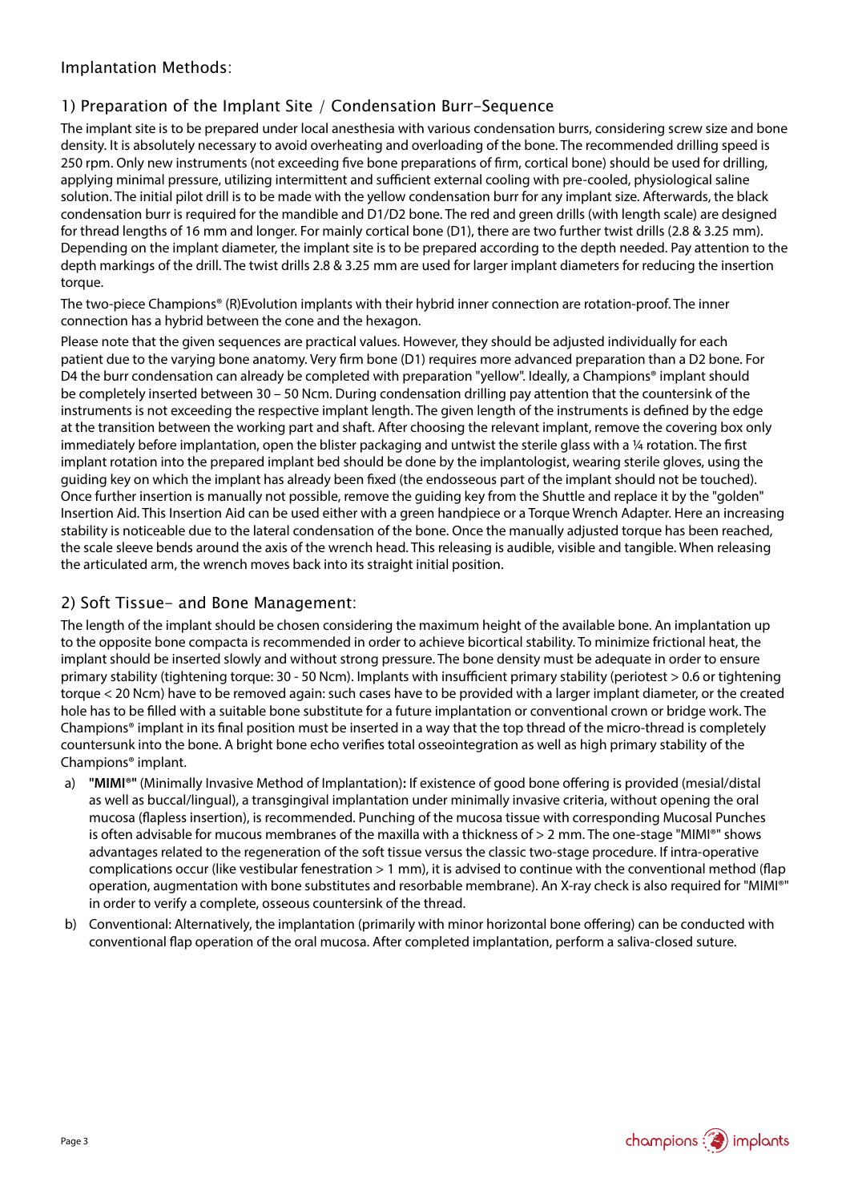## Implantation Methods:

### 1) Preparation of the Implant Site / Condensation Burr-Sequence

The implant site is to be prepared under local anesthesia with various condensation burrs, considering screw size and bone density. It is absolutely necessary to avoid overheating and overloading of the bone. The recommended drilling speed is 250 rpm. Only new instruments (not exceeding five bone preparations of firm, cortical bone) should be used for drilling, applying minimal pressure, utilizing intermittent and sufficient external cooling with pre-cooled, physiological saline solution. The initial pilot drill is to be made with the yellow condensation burr for any implant size. Afterwards, the black condensation burr is required for the mandible and D1/D2 bone. The red and green drills (with length scale) are designed for thread lengths of 16 mm and longer. For mainly cortical bone (D1), there are two further twist drills (2.8 & 3.25 mm). Depending on the implant diameter, the implant site is to be prepared according to the depth needed. Pay attention to the depth markings of the drill. The twist drills 2.8 & 3.25 mm are used for larger implant diameters for reducing the insertion torque.

The two-piece Champions® (R)Evolution implants with their hybrid inner connection are rotation-proof. The inner connection has a hybrid between the cone and the hexagon.

Please note that the given sequences are practical values. However, they should be adjusted individually for each patient due to the varying bone anatomy. Very firm bone (D1) requires more advanced preparation than a D2 bone. For D4 the burr condensation can already be completed with preparation "yellow". Ideally, a Champions® implant should be completely inserted between 30 – 50 Ncm. During condensation drilling pay attention that the countersink of the instruments is not exceeding the respective implant length. The given length of the instruments is defined by the edge at the transition between the working part and shaft. After choosing the relevant implant, remove the covering box only immediately before implantation, open the blister packaging and untwist the sterile glass with a ¼ rotation. The first implant rotation into the prepared implant bed should be done by the implantologist, wearing sterile gloves, using the guiding key on which the implant has already been fixed (the endosseous part of the implant should not be touched). Once further insertion is manually not possible, remove the guiding key from the Shuttle and replace it by the "golden" Insertion Aid. This Insertion Aid can be used either with a green handpiece or a Torque Wrench Adapter. Here an increasing stability is noticeable due to the lateral condensation of the bone. Once the manually adjusted torque has been reached, the scale sleeve bends around the axis of the wrench head. This releasing is audible, visible and tangible. When releasing the articulated arm, the wrench moves back into its straight initial position.

### 2) Soft Tissue- and Bone Management:

The length of the implant should be chosen considering the maximum height of the available bone. An implantation up to the opposite bone compacta is recommended in order to achieve bicortical stability. To minimize frictional heat, the implant should be inserted slowly and without strong pressure. The bone density must be adequate in order to ensure primary stability (tightening torque: 30 - 50 Ncm). Implants with insufficient primary stability (periotest > 0.6 or tightening torque < 20 Ncm) have to be removed again: such cases have to be provided with a larger implant diameter, or the created hole has to be filled with a suitable bone substitute for a future implantation or conventional crown or bridge work. The Champions® implant in its final position must be inserted in a way that the top thread of the micro-thread is completely countersunk into the bone. A bright bone echo verifies total osseointegration as well as high primary stability of the Champions® implant.

a) **"MIMI®"** (Minimally Invasive Method of Implantation)**:** If existence of good bone offering is provided (mesial/distal as well as buccal/lingual), a transgingival implantation under minimally invasive criteria, without opening the oral mucosa (flapless insertion), is recommended. Punching of the mucosa tissue with corresponding Mucosal Punches is often advisable for mucous membranes of the maxilla with a thickness of > 2 mm. The one-stage "MIMI®" shows advantages related to the regeneration of the soft tissue versus the classic two-stage procedure. If intra-operative complications occur (like vestibular fenestration > 1 mm), it is advised to continue with the conventional method (flap operation, augmentation with bone substitutes and resorbable membrane). An X-ray check is also required for "MIMI®" in order to verify a complete, osseous countersink of the thread.

b) Conventional: Alternatively, the implantation (primarily with minor horizontal bone offering) can be conducted with conventional flap operation of the oral mucosa. After completed implantation, perform a saliva-closed suture.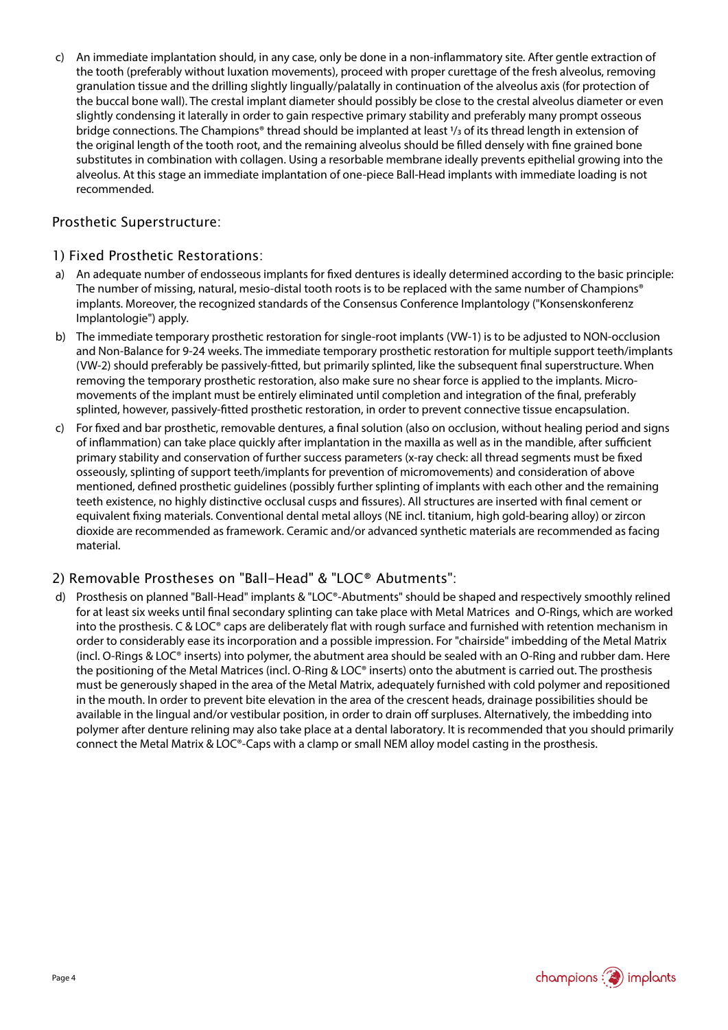c) An immediate implantation should, in any case, only be done in a non-inflammatory site. After gentle extraction of the tooth (preferably without luxation movements), proceed with proper curettage of the fresh alveolus, removing granulation tissue and the drilling slightly lingually/palatally in continuation of the alveolus axis (for protection of the buccal bone wall). The crestal implant diameter should possibly be close to the crestal alveolus diameter or even slightly condensing it laterally in order to gain respective primary stability and preferably many prompt osseous bridge connections. The Champions® thread should be implanted at least ¹/₃ of its thread length in extension of the original length of the tooth root, and the remaining alveolus should be filled densely with fine grained bone substitutes in combination with collagen. Using a resorbable membrane ideally prevents epithelial growing into the alveolus. At this stage an immediate implantation of one-piece Ball-Head implants with immediate loading is not recommended.

## Prosthetic Superstructure:

### 1) Fixed Prosthetic Restorations:

a) An adequate number of endosseous implants for fixed dentures is ideally determined according to the basic principle: The number of missing, natural, mesio-distal tooth roots is to be replaced with the same number of Champions® implants. Moreover, the recognized standards of the Consensus Conference Implantology ("Konsenskonferenz Implantologie") apply.

b) The immediate temporary prosthetic restoration for single-root implants (VW-1) is to be adjusted to NON-occlusion and Non-Balance for 9-24 weeks. The immediate temporary prosthetic restoration for multiple support teeth/implants (VW-2) should preferably be passively-fitted, but primarily splinted, like the subsequent final superstructure. When removing the temporary prosthetic restoration, also make sure no shear force is applied to the implants. Micro-movements of the implant must be entirely eliminated until completion and integration of the final, preferably splinted, however, passively-fitted prosthetic restoration, in order to prevent connective tissue encapsulation.

c) For fixed and bar prosthetic, removable dentures, a final solution (also on occlusion, without healing period and signs of inflammation) can take place quickly after implantation in the maxilla as well as in the mandible, after sufficient primary stability and conservation of further success parameters (x-ray check: all thread segments must be fixed osseously, splinting of support teeth/implants for prevention of micromovements) and consideration of above mentioned, defined prosthetic guidelines (possibly further splinting of implants with each other and the remaining teeth existence, no highly distinctive occlusal cusps and fissures). All structures are inserted with final cement or equivalent fixing materials. Conventional dental metal alloys (NE incl. titanium, high gold-bearing alloy) or zircon dioxide are recommended as framework. Ceramic and/or advanced synthetic materials are recommended as facing material.

### 2) Removable Prostheses on "Ball-Head" & "LOC® Abutments":

d) Prosthesis on planned "Ball-Head" implants & "LOC®-Abutments" should be shaped and respectively smoothly relined for at least six weeks until final secondary splinting can take place with Metal Matrices and O-Rings, which are worked into the prosthesis. C & LOC® caps are deliberately flat with rough surface and furnished with retention mechanism in order to considerably ease its incorporation and a possible impression. For "chairside" imbedding of the Metal Matrix (incl. O-Rings & LOC® inserts) into polymer, the abutment area should be sealed with an O-Ring and rubber dam. Here the positioning of the Metal Matrices (incl. O-Ring & LOC® inserts) onto the abutment is carried out. The prosthesis must be generously shaped in the area of the Metal Matrix, adequately furnished with cold polymer and repositioned in the mouth. In order to prevent bite elevation in the area of the crescent heads, drainage possibilities should be available in the lingual and/or vestibular position, in order to drain off surpluses. Alternatively, the imbedding into polymer after denture relining may also take place at a dental laboratory. It is recommended that you should primarily connect the Metal Matrix & LOC®-Caps with a clamp or small NEM alloy model casting in the prosthesis.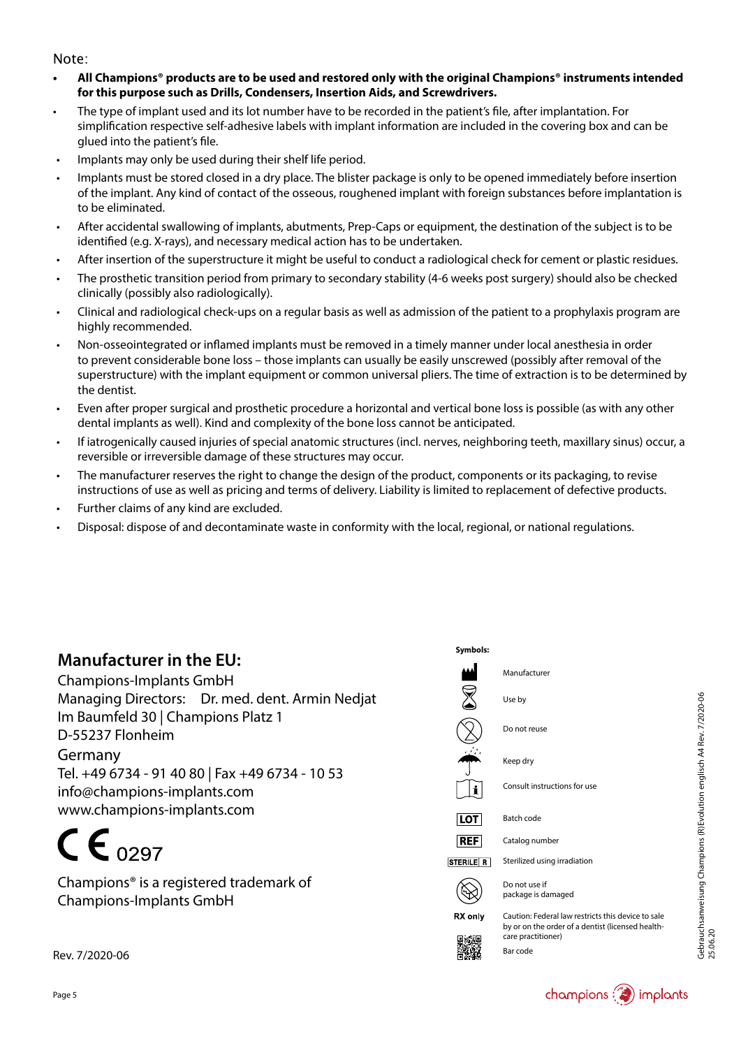Note:

- **All Champions® products are to be used and restored only with the original Champions® instruments intended for this purpose such as Drills, Condensers, Insertion Aids, and Screwdrivers.**
- The type of implant used and its lot number have to be recorded in the patient's file, after implantation. For simplification respective self-adhesive labels with implant information are included in the covering box and can be glued into the patient's file.
- Implants may only be used during their shelf life period.
- Implants must be stored closed in a dry place. The blister package is only to be opened immediately before insertion of the implant. Any kind of contact of the osseous, roughened implant with foreign substances before implantation is to be eliminated.
- After accidental swallowing of implants, abutments, Prep-Caps or equipment, the destination of the subject is to be identified (e.g. X-rays), and necessary medical action has to be undertaken.
- After insertion of the superstructure it might be useful to conduct a radiological check for cement or plastic residues.
- The prosthetic transition period from primary to secondary stability (4-6 weeks post surgery) should also be checked clinically (possibly also radiologically).
- Clinical and radiological check-ups on a regular basis as well as admission of the patient to a prophylaxis program are highly recommended.
- Non-osseointegrated or inflamed implants must be removed in a timely manner under local anesthesia in order to prevent considerable bone loss – those implants can usually be easily unscrewed (possibly after removal of the superstructure) with the implant equipment or common universal pliers. The time of extraction is to be determined by the dentist.
- Even after proper surgical and prosthetic procedure a horizontal and vertical bone loss is possible (as with any other dental implants as well). Kind and complexity of the bone loss cannot be anticipated.
- If iatrogenically caused injuries of special anatomic structures (incl. nerves, neighboring teeth, maxillary sinus) occur, a reversible or irreversible damage of these structures may occur.
- The manufacturer reserves the right to change the design of the product, components or its packaging, to revise instructions of use as well as pricing and terms of delivery. Liability is limited to replacement of defective products.
- Further claims of any kind are excluded.
- Disposal: dispose of and decontaminate waste in conformity with the local, regional, or national regulations.

## Manufacturer in the EU:

Champions-Implants GmbH
Managing Directors: Dr. med. dent. Armin Nedjat
Im Baumfeld 30 | Champions Platz 1
D-55237 Flonheim
Germany
Tel. +49 6734 - 91 40 80 | Fax +49 6734 - 10 53
info@champions-implants.com
www.champions-implants.com

CE 0297

Champions® is a registered trademark of Champions-Implants GmbH

Rev. 7/2020-06

**Symbols:**

| | |
|---|---|
| | Manufacturer |
| | Use by |
| | Do not reuse |
| | Keep dry |
| | Consult instructions for use |
| LOT | Batch code |
| REF | Catalog number |
| STERILE R | Sterilized using irradiation |
| | Do not use if package is damaged |
| RX only | Caution: Federal law restricts this device to sale by or on the order of a dentist (licensed health-care practitioner) |
| | Bar code |

Gebrauchsanweisung Champions (R)Evolution englisch A4 Rev. 7/2020-06 25.06.20